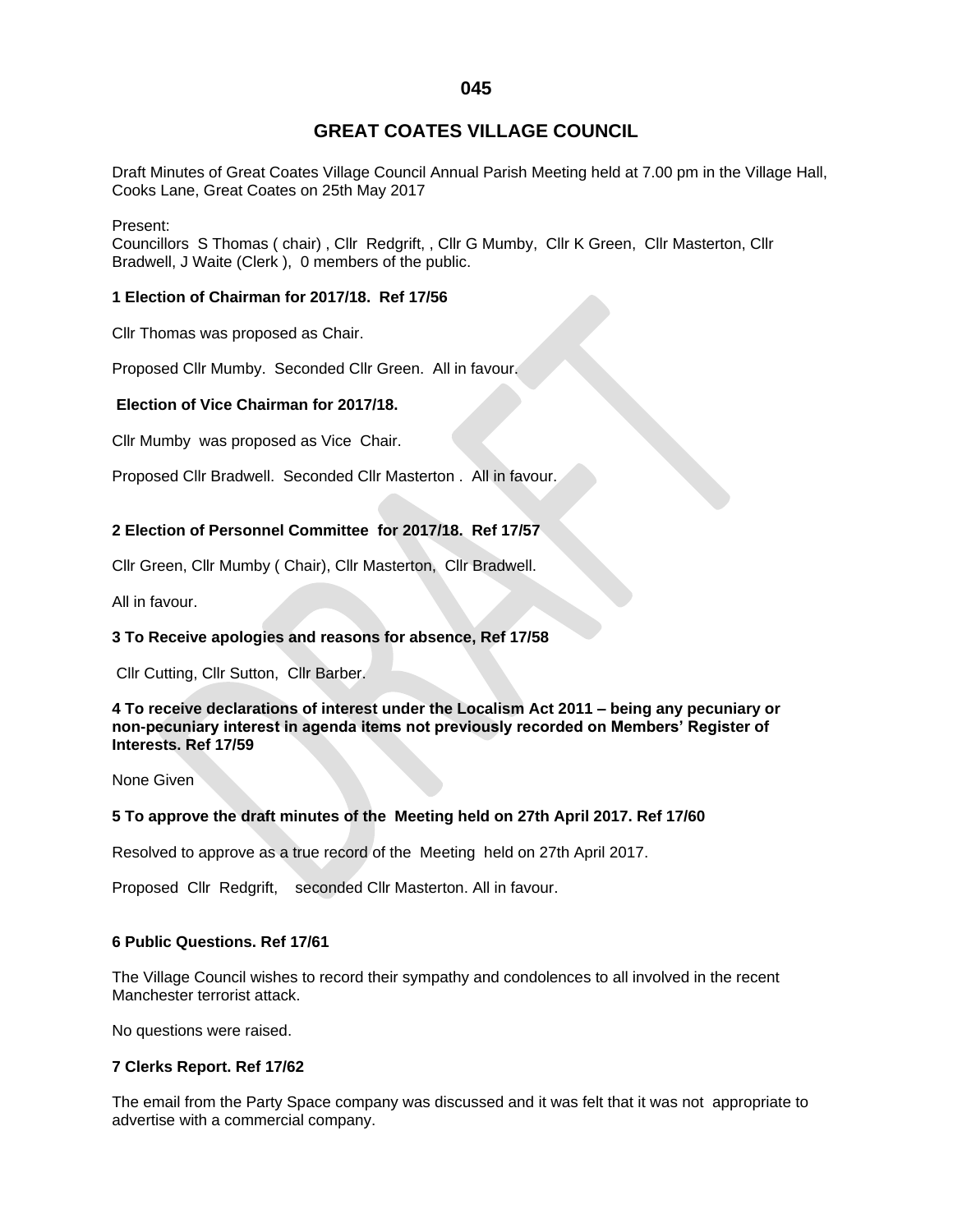# GREAT COATES VILLAGE COUNCIL

Draft Minutes of Great Coates Village Council Annual Parish Meeting held at 7.00 pm in the Village Hall, Cooks Lane, Great Coates on 25th May 2017

Present:
Councillors S Thomas ( chair) , Cllr Redgrift, , Cllr G Mumby, Cllr K Green, Cllr Masterton, Cllr Bradwell, J Waite (Clerk ), 0 members of the public.

**1 Election of Chairman for 2017/18. Ref 17/56**

Cllr Thomas was proposed as Chair.

Proposed Cllr Mumby. Seconded Cllr Green. All in favour.

**Election of Vice Chairman for 2017/18.**

Cllr Mumby was proposed as Vice Chair.

Proposed Cllr Bradwell. Seconded Cllr Masterton . All in favour.

**2 Election of Personnel Committee for 2017/18. Ref 17/57**

Cllr Green, Cllr Mumby ( Chair), Cllr Masterton, Cllr Bradwell.

All in favour.

**3 To Receive apologies and reasons for absence, Ref 17/58**

Cllr Cutting, Cllr Sutton, Cllr Barber.

**4 To receive declarations of interest under the Localism Act 2011 – being any pecuniary or non-pecuniary interest in agenda items not previously recorded on Members' Register of Interests. Ref 17/59**

None Given

**5 To approve the draft minutes of the Meeting held on 27th April 2017. Ref 17/60**

Resolved to approve as a true record of the Meeting held on 27th April 2017.

Proposed Cllr Redgrift, seconded Cllr Masterton. All in favour.

**6 Public Questions. Ref 17/61**

The Village Council wishes to record their sympathy and condolences to all involved in the recent Manchester terrorist attack.

No questions were raised.

**7 Clerks Report. Ref 17/62**

The email from the Party Space company was discussed and it was felt that it was not appropriate to advertise with a commercial company.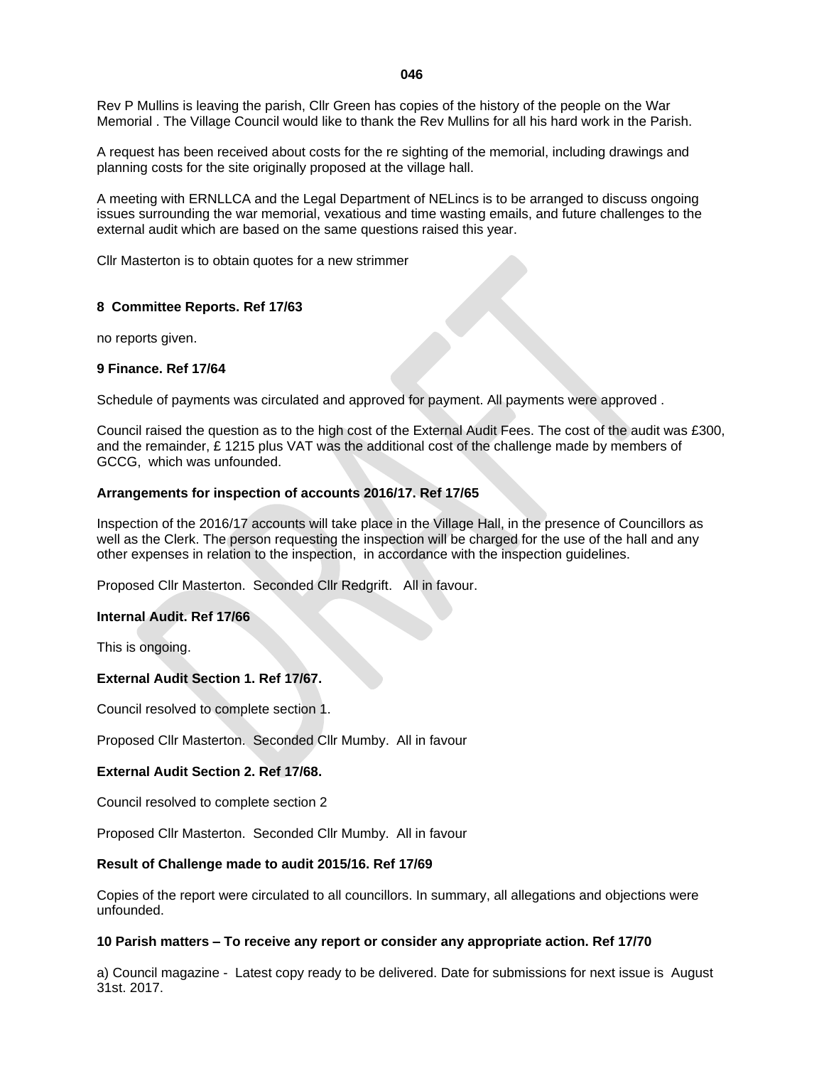Rev P Mullins is leaving the parish, Cllr Green has copies of the history of the people on the War Memorial . The Village Council would like to thank the Rev Mullins for all his hard work in the Parish.

A request has been received about costs for the re sighting of the memorial, including drawings and planning costs for the site originally proposed at the village hall.

A meeting with ERNLLCA and the Legal Department of NELincs is to be arranged to discuss ongoing issues surrounding the war memorial, vexatious and time wasting emails, and future challenges to the external audit which are based on the same questions raised this year.

Cllr Masterton is to obtain quotes for a new strimmer

**8 Committee Reports. Ref 17/63**

no reports given.

**9 Finance. Ref 17/64**

Schedule of payments was circulated and approved for payment. All payments were approved .

Council raised the question as to the high cost of the External Audit Fees. The cost of the audit was £300, and the remainder, £ 1215 plus VAT was the additional cost of the challenge made by members of GCCG, which was unfounded.

**Arrangements for inspection of accounts 2016/17. Ref 17/65**

Inspection of the 2016/17 accounts will take place in the Village Hall, in the presence of Councillors as well as the Clerk. The person requesting the inspection will be charged for the use of the hall and any other expenses in relation to the inspection, in accordance with the inspection guidelines.

Proposed Cllr Masterton. Seconded Cllr Redgrift. All in favour.

**Internal Audit. Ref 17/66**

This is ongoing.

**External Audit Section 1. Ref 17/67.**

Council resolved to complete section 1.

Proposed Cllr Masterton. Seconded Cllr Mumby. All in favour

**External Audit Section 2. Ref 17/68.**

Council resolved to complete section 2

Proposed Cllr Masterton. Seconded Cllr Mumby. All in favour

**Result of Challenge made to audit 2015/16. Ref 17/69**

Copies of the report were circulated to all councillors. In summary, all allegations and objections were unfounded.

**10 Parish matters – To receive any report or consider any appropriate action. Ref 17/70**

a) Council magazine - Latest copy ready to be delivered. Date for submissions for next issue is August 31st. 2017.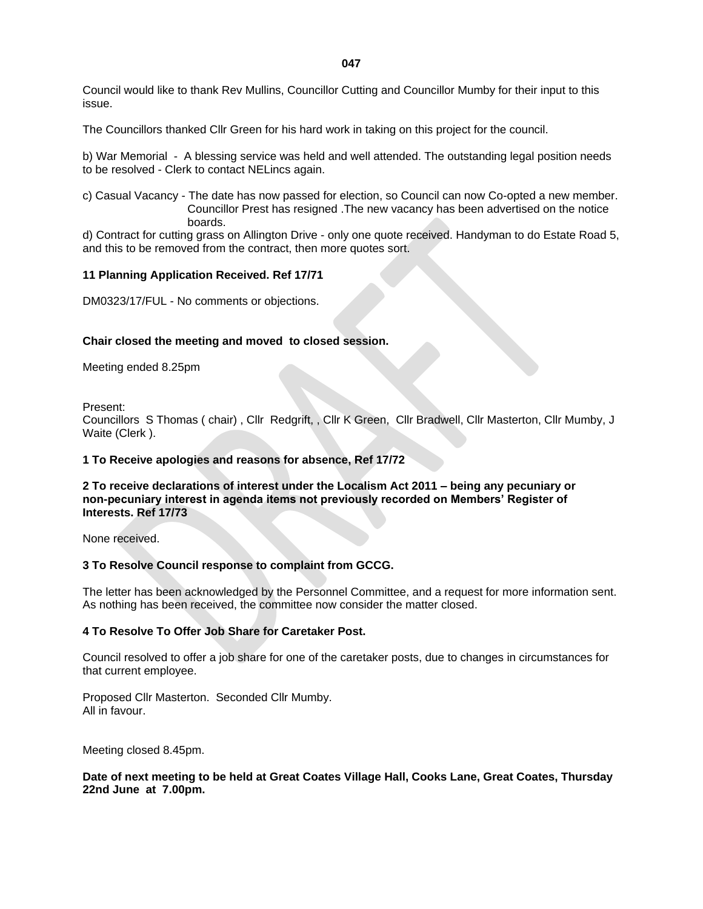Council would like to thank Rev Mullins, Councillor Cutting and Councillor Mumby for their input to this issue.

The Councillors thanked Cllr Green for his hard work in taking on this project for the council.

b) War Memorial - A blessing service was held and well attended. The outstanding legal position needs to be resolved - Clerk to contact NELincs again.

c) Casual Vacancy - The date has now passed for election, so Council can now Co-opted a new member. Councillor Prest has resigned .The new vacancy has been advertised on the notice boards.

d) Contract for cutting grass on Allington Drive - only one quote received. Handyman to do Estate Road 5, and this to be removed from the contract, then more quotes sort.

**11 Planning Application Received. Ref 17/71**

DM0323/17/FUL - No comments or objections.

**Chair closed the meeting and moved to closed session.**

Meeting ended 8.25pm

Present:
Councillors S Thomas ( chair) , Cllr Redgrift, , Cllr K Green, Cllr Bradwell, Cllr Masterton, Cllr Mumby, J Waite (Clerk ).

**1 To Receive apologies and reasons for absence, Ref 17/72**

**2 To receive declarations of interest under the Localism Act 2011 – being any pecuniary or non-pecuniary interest in agenda items not previously recorded on Members' Register of Interests. Ref 17/73**

None received.

**3 To Resolve Council response to complaint from GCCG.**

The letter has been acknowledged by the Personnel Committee, and a request for more information sent. As nothing has been received, the committee now consider the matter closed.

**4 To Resolve To Offer Job Share for Caretaker Post.**

Council resolved to offer a job share for one of the caretaker posts, due to changes in circumstances for that current employee.

Proposed Cllr Masterton. Seconded Cllr Mumby.
All in favour.

Meeting closed 8.45pm.

**Date of next meeting to be held at Great Coates Village Hall, Cooks Lane, Great Coates, Thursday 22nd June at 7.00pm.**